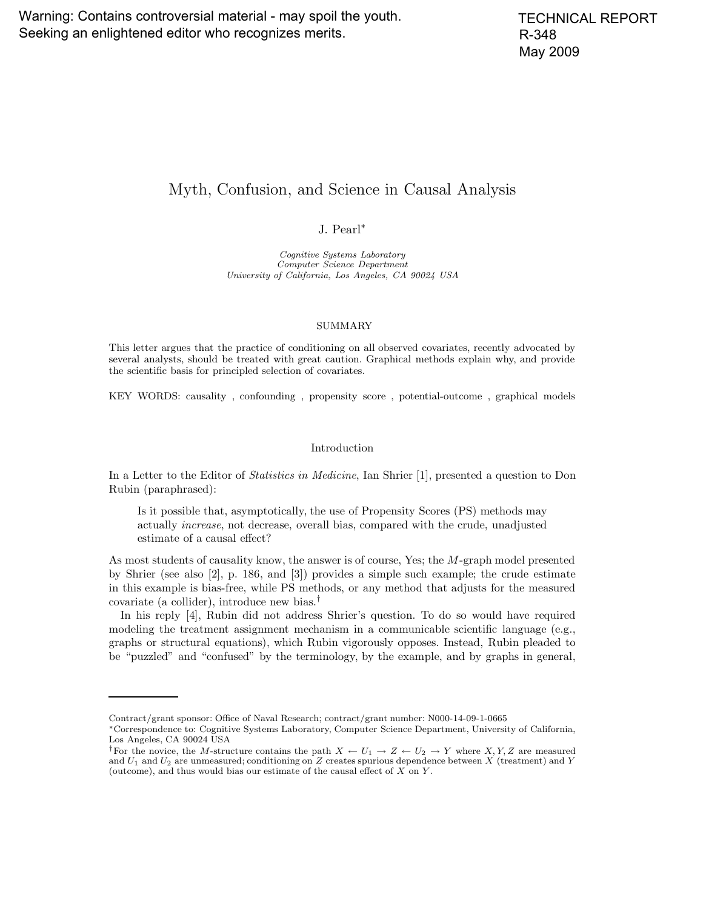Warning: Contains controversial material - may spoil the youth.
Seeking an enlightened editor who recognizes merits.

TECHNICAL REPORT
R-348
May 2009

# Myth, Confusion, and Science in Causal Analysis

J. Pearl*

*Cognitive Systems Laboratory*
*Computer Science Department*
*University of California, Los Angeles, CA 90024 USA*

## SUMMARY

This letter argues that the practice of conditioning on all observed covariates, recently advocated by several analysts, should be treated with great caution. Graphical methods explain why, and provide the scientific basis for principled selection of covariates.

KEY WORDS: causality , confounding , propensity score , potential-outcome , graphical models

## Introduction

In a Letter to the Editor of *Statistics in Medicine*, Ian Shrier [1], presented a question to Don Rubin (paraphrased):

> Is it possible that, asymptotically, the use of Propensity Scores (PS) methods may actually *increase*, not decrease, overall bias, compared with the crude, unadjusted estimate of a causal effect?

As most students of causality know, the answer is of course, Yes; the $M$-graph model presented by Shrier (see also [2], p. 186, and [3]) provides a simple such example; the crude estimate in this example is bias-free, while PS methods, or any method that adjusts for the measured covariate (a collider), introduce new bias.[†]

In his reply [4], Rubin did not address Shrier's question. To do so would have required modeling the treatment assignment mechanism in a communicable scientific language (e.g., graphs or structural equations), which Rubin vigorously opposes. Instead, Rubin pleaded to be "puzzled" and "confused" by the terminology, by the example, and by graphs in general,

---

Contract/grant sponsor: Office of Naval Research; contract/grant number: N000-14-09-1-0665

*Correspondence to: Cognitive Systems Laboratory, Computer Science Department, University of California, Los Angeles, CA 90024 USA

[†]For the novice, the $M$-structure contains the path $X \leftarrow U_1 \rightarrow Z \leftarrow U_2 \rightarrow Y$ where $X, Y, Z$ are measured and $U_1$ and $U_2$ are unmeasured; conditioning on $Z$ creates spurious dependence between $X$ (treatment) and $Y$ (outcome), and thus would bias our estimate of the causal effect of $X$ on $Y$.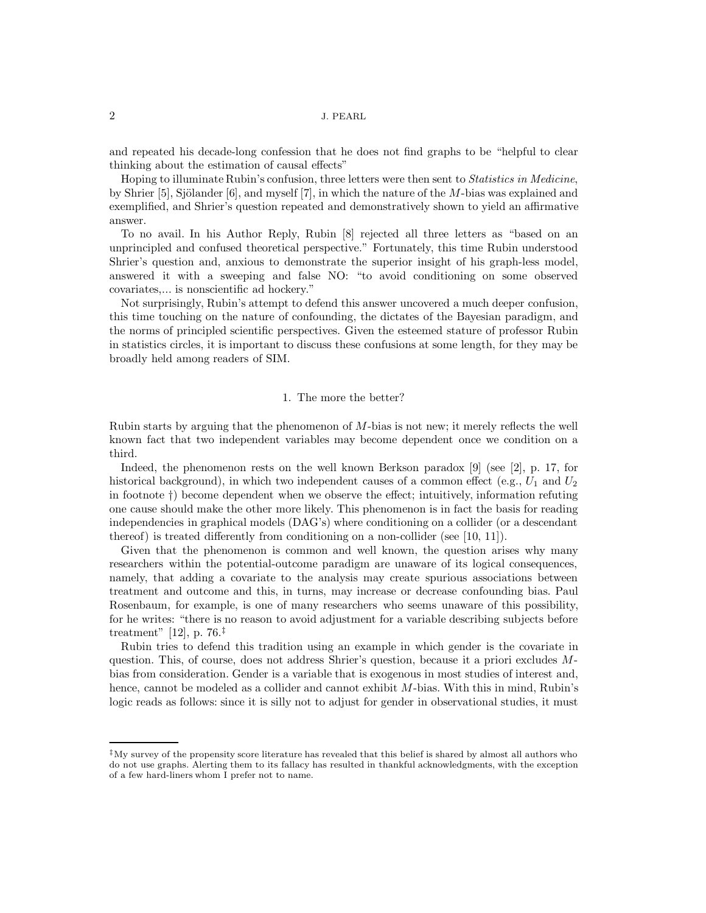and repeated his decade-long confession that he does not find graphs to be "helpful to clear thinking about the estimation of causal effects"

Hoping to illuminate Rubin's confusion, three letters were then sent to *Statistics in Medicine*, by Shrier [5], Sjölander [6], and myself [7], in which the nature of the $M$-bias was explained and exemplified, and Shrier's question repeated and demonstratively shown to yield an affirmative answer.

To no avail. In his Author Reply, Rubin [8] rejected all three letters as "based on an unprincipled and confused theoretical perspective." Fortunately, this time Rubin understood Shrier's question and, anxious to demonstrate the superior insight of his graph-less model, answered it with a sweeping and false NO: "to avoid conditioning on some observed covariates,... is nonscientific ad hockery."

Not surprisingly, Rubin's attempt to defend this answer uncovered a much deeper confusion, this time touching on the nature of confounding, the dictates of the Bayesian paradigm, and the norms of principled scientific perspectives. Given the esteemed stature of professor Rubin in statistics circles, it is important to discuss these confusions at some length, for they may be broadly held among readers of SIM.

## 1. The more the better?

Rubin starts by arguing that the phenomenon of $M$-bias is not new; it merely reflects the well known fact that two independent variables may become dependent once we condition on a third.

Indeed, the phenomenon rests on the well known Berkson paradox [9] (see [2], p. 17, for historical background), in which two independent causes of a common effect (e.g., $U_1$ and $U_2$ in footnote †) become dependent when we observe the effect; intuitively, information refuting one cause should make the other more likely. This phenomenon is in fact the basis for reading independencies in graphical models (DAG's) where conditioning on a collider (or a descendant thereof) is treated differently from conditioning on a non-collider (see [10, 11]).

Given that the phenomenon is common and well known, the question arises why many researchers within the potential-outcome paradigm are unaware of its logical consequences, namely, that adding a covariate to the analysis may create spurious associations between treatment and outcome and this, in turns, may increase or decrease confounding bias. Paul Rosenbaum, for example, is one of many researchers who seems unaware of this possibility, for he writes: "there is no reason to avoid adjustment for a variable describing subjects before treatment" [12], p. 76.[‡]

Rubin tries to defend this tradition using an example in which gender is the covariate in question. This, of course, does not address Shrier's question, because it a priori excludes $M$-bias from consideration. Gender is a variable that is exogenous in most studies of interest and, hence, cannot be modeled as a collider and cannot exhibit $M$-bias. With this in mind, Rubin's logic reads as follows: since it is silly not to adjust for gender in observational studies, it must

[‡]My survey of the propensity score literature has revealed that this belief is shared by almost all authors who do not use graphs. Alerting them to its fallacy has resulted in thankful acknowledgments, with the exception of a few hard-liners whom I prefer not to name.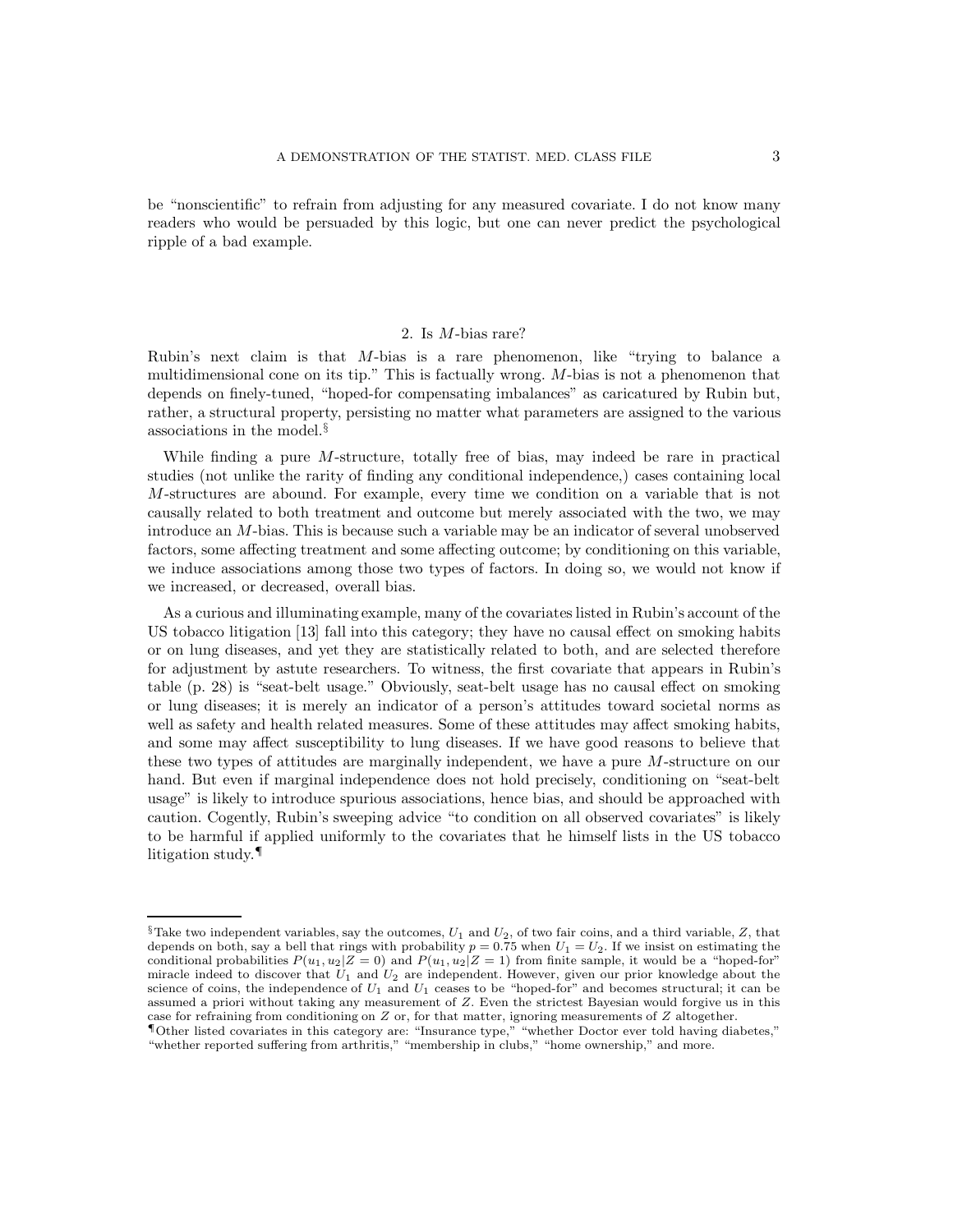be "nonscientific" to refrain from adjusting for any measured covariate. I do not know many readers who would be persuaded by this logic, but one can never predict the psychological ripple of a bad example.

## 2. Is $M$-bias rare?

Rubin's next claim is that $M$-bias is a rare phenomenon, like "trying to balance a multidimensional cone on its tip." This is factually wrong. $M$-bias is not a phenomenon that depends on finely-tuned, "hoped-for compensating imbalances" as caricatured by Rubin but, rather, a structural property, persisting no matter what parameters are assigned to the various associations in the model.[§]

While finding a pure $M$-structure, totally free of bias, may indeed be rare in practical studies (not unlike the rarity of finding any conditional independence,) cases containing local $M$-structures are abound. For example, every time we condition on a variable that is not causally related to both treatment and outcome but merely associated with the two, we may introduce an $M$-bias. This is because such a variable may be an indicator of several unobserved factors, some affecting treatment and some affecting outcome; by conditioning on this variable, we induce associations among those two types of factors. In doing so, we would not know if we increased, or decreased, overall bias.

As a curious and illuminating example, many of the covariates listed in Rubin's account of the US tobacco litigation [13] fall into this category; they have no causal effect on smoking habits or on lung diseases, and yet they are statistically related to both, and are selected therefore for adjustment by astute researchers. To witness, the first covariate that appears in Rubin's table (p. 28) is "seat-belt usage." Obviously, seat-belt usage has no causal effect on smoking or lung diseases; it is merely an indicator of a person's attitudes toward societal norms as well as safety and health related measures. Some of these attitudes may affect smoking habits, and some may affect susceptibility to lung diseases. If we have good reasons to believe that these two types of attitudes are marginally independent, we have a pure $M$-structure on our hand. But even if marginal independence does not hold precisely, conditioning on "seat-belt usage" is likely to introduce spurious associations, hence bias, and should be approached with caution. Cogently, Rubin's sweeping advice "to condition on all observed covariates" is likely to be harmful if applied uniformly to the covariates that he himself lists in the US tobacco litigation study.[¶]

---

[§] Take two independent variables, say the outcomes, $U_1$ and $U_2$, of two fair coins, and a third variable, $Z$, that depends on both, say a bell that rings with probability $p = 0.75$ when $U_1 = U_2$. If we insist on estimating the conditional probabilities $P(u_1, u_2|Z = 0)$ and $P(u_1, u_2|Z = 1)$ from finite sample, it would be a "hoped-for" miracle indeed to discover that $U_1$ and $U_2$ are independent. However, given our prior knowledge about the science of coins, the independence of $U_1$ and $U_1$ ceases to be "hoped-for" and becomes structural; it can be assumed a priori without taking any measurement of $Z$. Even the strictest Bayesian would forgive us in this case for refraining from conditioning on $Z$ or, for that matter, ignoring measurements of $Z$ altogether.

[¶] Other listed covariates in this category are: "Insurance type," "whether Doctor ever told having diabetes," "whether reported suffering from arthritis," "membership in clubs," "home ownership," and more.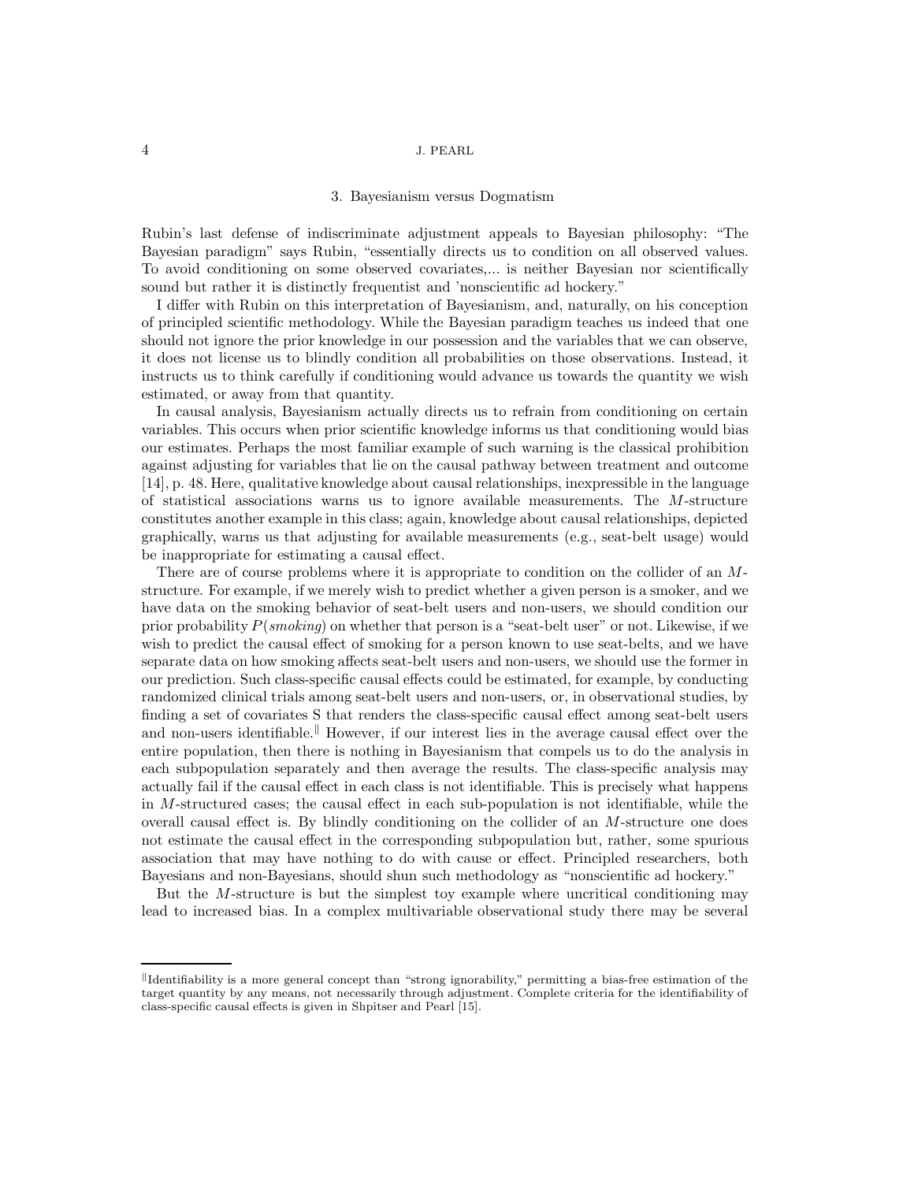## 3. Bayesianism versus Dogmatism

Rubin's last defense of indiscriminate adjustment appeals to Bayesian philosophy: "The Bayesian paradigm" says Rubin, "essentially directs us to condition on all observed values. To avoid conditioning on some observed covariates,... is neither Bayesian nor scientifically sound but rather it is distinctly frequentist and 'nonscientific ad hockery."

I differ with Rubin on this interpretation of Bayesianism, and, naturally, on his conception of principled scientific methodology. While the Bayesian paradigm teaches us indeed that one should not ignore the prior knowledge in our possession and the variables that we can observe, it does not license us to blindly condition all probabilities on those observations. Instead, it instructs us to think carefully if conditioning would advance us towards the quantity we wish estimated, or away from that quantity.

In causal analysis, Bayesianism actually directs us to refrain from conditioning on certain variables. This occurs when prior scientific knowledge informs us that conditioning would bias our estimates. Perhaps the most familiar example of such warning is the classical prohibition against adjusting for variables that lie on the causal pathway between treatment and outcome [14], p. 48. Here, qualitative knowledge about causal relationships, inexpressible in the language of statistical associations warns us to ignore available measurements. The $M$-structure constitutes another example in this class; again, knowledge about causal relationships, depicted graphically, warns us that adjusting for available measurements (e.g., seat-belt usage) would be inappropriate for estimating a causal effect.

There are of course problems where it is appropriate to condition on the collider of an $M$-structure. For example, if we merely wish to predict whether a given person is a smoker, and we have data on the smoking behavior of seat-belt users and non-users, we should condition our prior probability $P(\mathit{smoking})$ on whether that person is a "seat-belt user" or not. Likewise, if we wish to predict the causal effect of smoking for a person known to use seat-belts, and we have separate data on how smoking affects seat-belt users and non-users, we should use the former in our prediction. Such class-specific causal effects could be estimated, for example, by conducting randomized clinical trials among seat-belt users and non-users, or, in observational studies, by finding a set of covariates S that renders the class-specific causal effect among seat-belt users and non-users identifiable.[‖] However, if our interest lies in the average causal effect over the entire population, then there is nothing in Bayesianism that compels us to do the analysis in each subpopulation separately and then average the results. The class-specific analysis may actually fail if the causal effect in each class is not identifiable. This is precisely what happens in $M$-structured cases; the causal effect in each sub-population is not identifiable, while the overall causal effect is. By blindly conditioning on the collider of an $M$-structure one does not estimate the causal effect in the corresponding subpopulation but, rather, some spurious association that may have nothing to do with cause or effect. Principled researchers, both Bayesians and non-Bayesians, should shun such methodology as "nonscientific ad hockery."

But the $M$-structure is but the simplest toy example where uncritical conditioning may lead to increased bias. In a complex multivariable observational study there may be several

---

[‖] Identifiability is a more general concept than "strong ignorability," permitting a bias-free estimation of the target quantity by any means, not necessarily through adjustment. Complete criteria for the identifiability of class-specific causal effects is given in Shpitser and Pearl [15].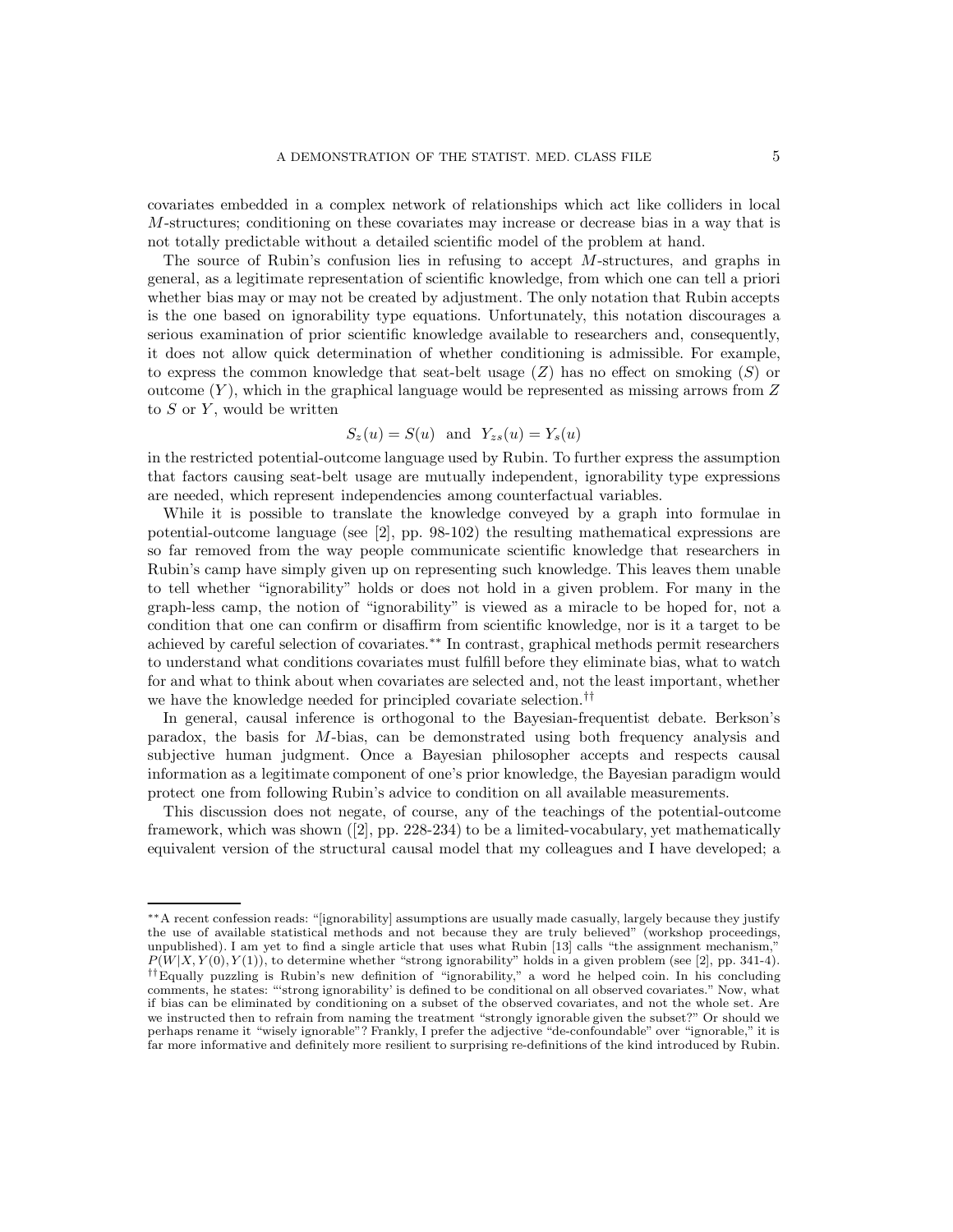covariates embedded in a complex network of relationships which act like colliders in local $M$-structures; conditioning on these covariates may increase or decrease bias in a way that is not totally predictable without a detailed scientific model of the problem at hand.

The source of Rubin's confusion lies in refusing to accept $M$-structures, and graphs in general, as a legitimate representation of scientific knowledge, from which one can tell a priori whether bias may or may not be created by adjustment. The only notation that Rubin accepts is the one based on ignorability type equations. Unfortunately, this notation discourages a serious examination of prior scientific knowledge available to researchers and, consequently, it does not allow quick determination of whether conditioning is admissible. For example, to express the common knowledge that seat-belt usage ($Z$) has no effect on smoking ($S$) or outcome ($Y$), which in the graphical language would be represented as missing arrows from $Z$ to $S$ or $Y$, would be written

$$S_z(u) = S(u) \quad \text{and} \quad Y_{zs}(u) = Y_s(u)$$

in the restricted potential-outcome language used by Rubin. To further express the assumption that factors causing seat-belt usage are mutually independent, ignorability type expressions are needed, which represent independencies among counterfactual variables.

While it is possible to translate the knowledge conveyed by a graph into formulae in potential-outcome language (see [2], pp. 98-102) the resulting mathematical expressions are so far removed from the way people communicate scientific knowledge that researchers in Rubin's camp have simply given up on representing such knowledge. This leaves them unable to tell whether "ignorability" holds or does not hold in a given problem. For many in the graph-less camp, the notion of "ignorability" is viewed as a miracle to be hoped for, not a condition that one can confirm or disaffirm from scientific knowledge, nor is it a target to be achieved by careful selection of covariates.[**] In contrast, graphical methods permit researchers to understand what conditions covariates must fulfill before they eliminate bias, what to watch for and what to think about when covariates are selected and, not the least important, whether we have the knowledge needed for principled covariate selection.[††]

In general, causal inference is orthogonal to the Bayesian-frequentist debate. Berkson's paradox, the basis for $M$-bias, can be demonstrated using both frequency analysis and subjective human judgment. Once a Bayesian philosopher accepts and respects causal information as a legitimate component of one's prior knowledge, the Bayesian paradigm would protect one from following Rubin's advice to condition on all available measurements.

This discussion does not negate, of course, any of the teachings of the potential-outcome framework, which was shown ([2], pp. 228-234) to be a limited-vocabulary, yet mathematically equivalent version of the structural causal model that my colleagues and I have developed; a

---

[**] A recent confession reads: "[ignorability] assumptions are usually made casually, largely because they justify the use of available statistical methods and not because they are truly believed" (workshop proceedings, unpublished). I am yet to find a single article that uses what Rubin [13] calls "the assignment mechanism," $P(W|X, Y(0), Y(1))$, to determine whether "strong ignorability" holds in a given problem (see [2], pp. 341-4).

[††] Equally puzzling is Rubin's new definition of "ignorability," a word he helped coin. In his concluding comments, he states: "'strong ignorability' is defined to be conditional on all observed covariates." Now, what if bias can be eliminated by conditioning on a subset of the observed covariates, and not the whole set. Are we instructed then to refrain from naming the treatment "strongly ignorable given the subset?" Or should we perhaps rename it "wisely ignorable"? Frankly, I prefer the adjective "de-confoundable" over "ignorable," it is far more informative and definitely more resilient to surprising re-definitions of the kind introduced by Rubin.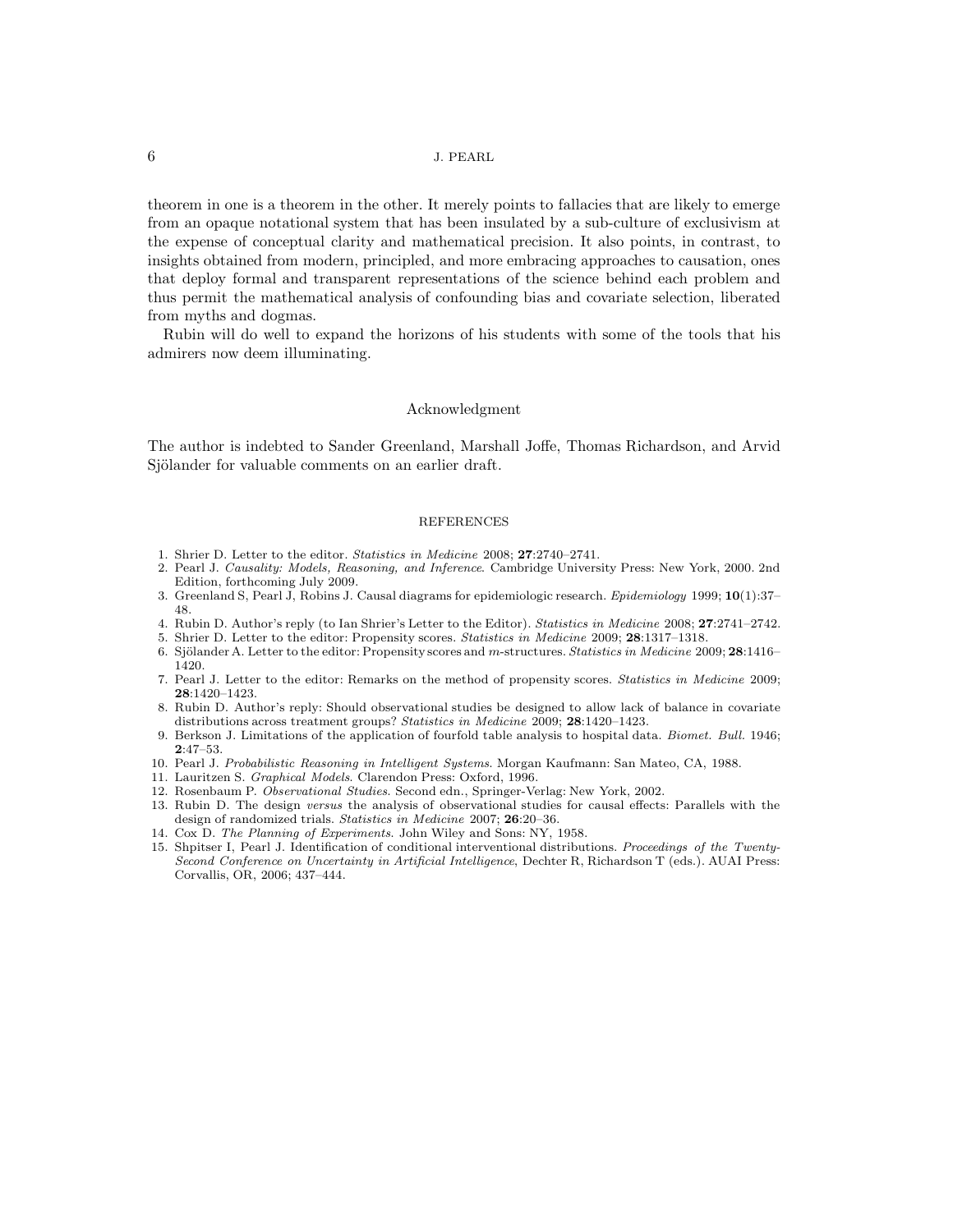theorem in one is a theorem in the other. It merely points to fallacies that are likely to emerge from an opaque notational system that has been insulated by a sub-culture of exclusivism at the expense of conceptual clarity and mathematical precision. It also points, in contrast, to insights obtained from modern, principled, and more embracing approaches to causation, ones that deploy formal and transparent representations of the science behind each problem and thus permit the mathematical analysis of confounding bias and covariate selection, liberated from myths and dogmas.

Rubin will do well to expand the horizons of his students with some of the tools that his admirers now deem illuminating.

## Acknowledgment

The author is indebted to Sander Greenland, Marshall Joffe, Thomas Richardson, and Arvid Sjölander for valuable comments on an earlier draft.

## REFERENCES

1. Shrier D. Letter to the editor. *Statistics in Medicine* 2008; **27**:2740–2741.
2. Pearl J. *Causality: Models, Reasoning, and Inference*. Cambridge University Press: New York, 2000. 2nd Edition, forthcoming July 2009.
3. Greenland S, Pearl J, Robins J. Causal diagrams for epidemiologic research. *Epidemiology* 1999; **10**(1):37–48.
4. Rubin D. Author's reply (to Ian Shrier's Letter to the Editor). *Statistics in Medicine* 2008; **27**:2741–2742.
5. Shrier D. Letter to the editor: Propensity scores. *Statistics in Medicine* 2009; **28**:1317–1318.
6. Sjölander A. Letter to the editor: Propensity scores and *m*-structures. *Statistics in Medicine* 2009; **28**:1416–1420.
7. Pearl J. Letter to the editor: Remarks on the method of propensity scores. *Statistics in Medicine* 2009; **28**:1420–1423.
8. Rubin D. Author's reply: Should observational studies be designed to allow lack of balance in covariate distributions across treatment groups? *Statistics in Medicine* 2009; **28**:1420–1423.
9. Berkson J. Limitations of the application of fourfold table analysis to hospital data. *Biomet. Bull.* 1946; **2**:47–53.
10. Pearl J. *Probabilistic Reasoning in Intelligent Systems*. Morgan Kaufmann: San Mateo, CA, 1988.
11. Lauritzen S. *Graphical Models*. Clarendon Press: Oxford, 1996.
12. Rosenbaum P. *Observational Studies*. Second edn., Springer-Verlag: New York, 2002.
13. Rubin D. The design *versus* the analysis of observational studies for causal effects: Parallels with the design of randomized trials. *Statistics in Medicine* 2007; **26**:20–36.
14. Cox D. *The Planning of Experiments*. John Wiley and Sons: NY, 1958.
15. Shpitser I, Pearl J. Identification of conditional interventional distributions. *Proceedings of the Twenty-Second Conference on Uncertainty in Artificial Intelligence*, Dechter R, Richardson T (eds.). AUAI Press: Corvallis, OR, 2006; 437–444.